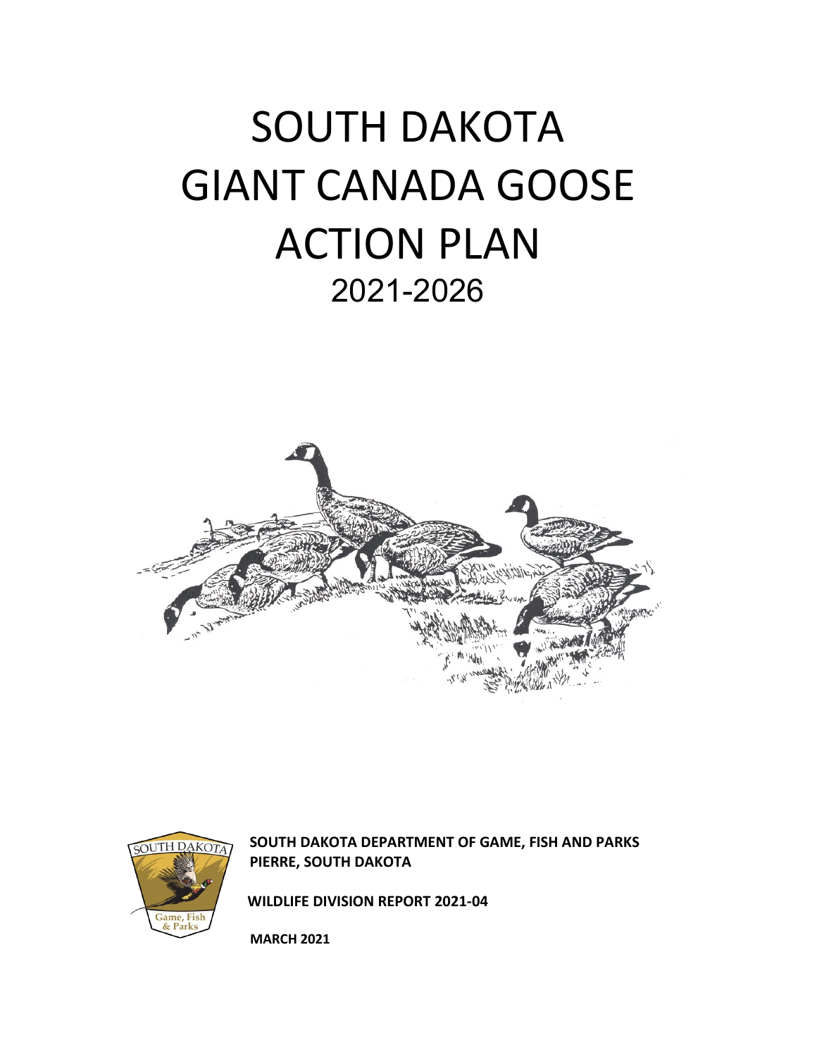# SOUTH DAKOTA GIANT CANADA GOOSE ACTION PLAN

## 2021-2026

**SOUTH DAKOTA DEPARTMENT OF GAME, FISH AND PARKS**
**PIERRE, SOUTH DAKOTA**

**WILDLIFE DIVISION REPORT 2021-04**

**MARCH 2021**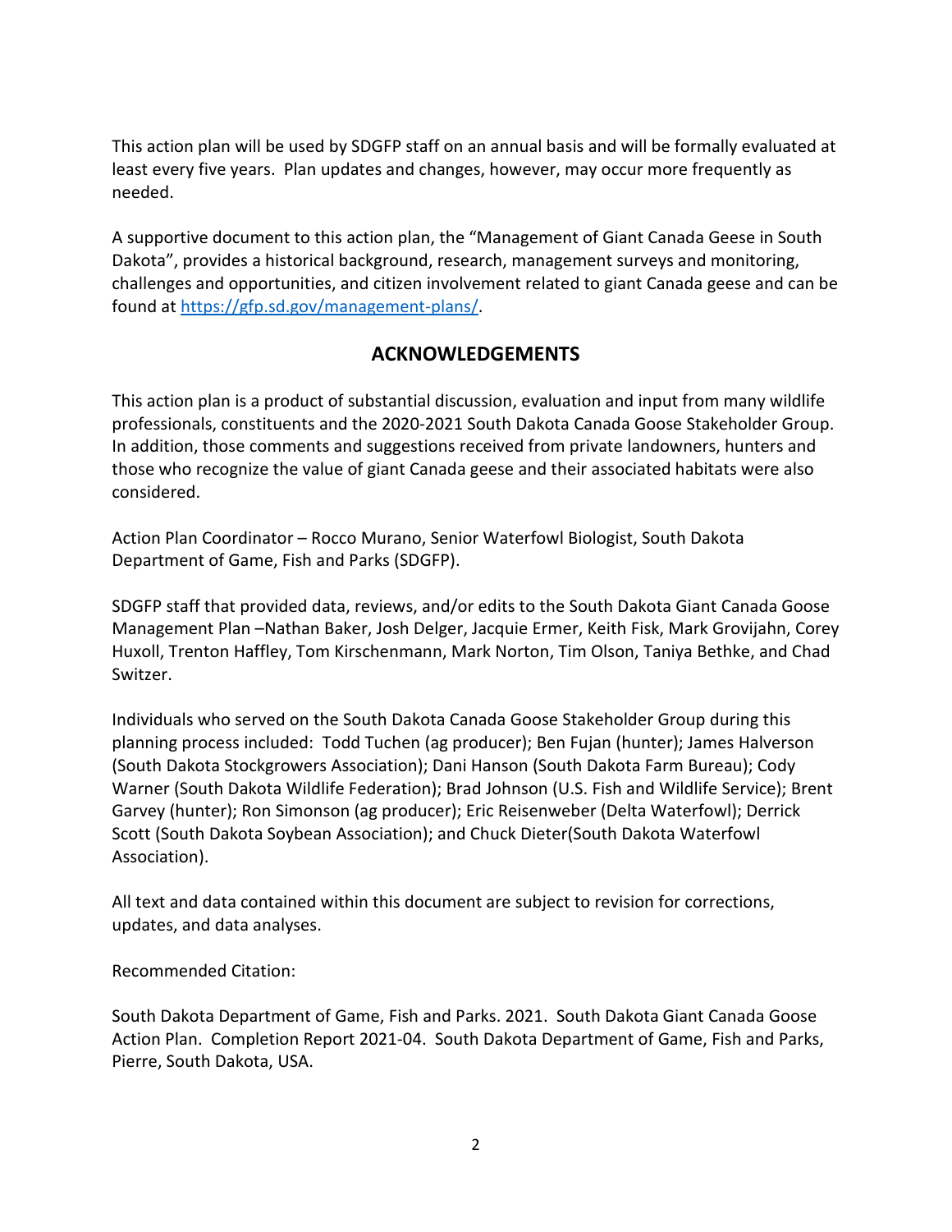This action plan will be used by SDGFP staff on an annual basis and will be formally evaluated at least every five years. Plan updates and changes, however, may occur more frequently as needed.

A supportive document to this action plan, the "Management of Giant Canada Geese in South Dakota", provides a historical background, research, management surveys and monitoring, challenges and opportunities, and citizen involvement related to giant Canada geese and can be found at https://gfp.sd.gov/management-plans/.

## ACKNOWLEDGEMENTS

This action plan is a product of substantial discussion, evaluation and input from many wildlife professionals, constituents and the 2020-2021 South Dakota Canada Goose Stakeholder Group. In addition, those comments and suggestions received from private landowners, hunters and those who recognize the value of giant Canada geese and their associated habitats were also considered.

Action Plan Coordinator – Rocco Murano, Senior Waterfowl Biologist, South Dakota Department of Game, Fish and Parks (SDGFP).

SDGFP staff that provided data, reviews, and/or edits to the South Dakota Giant Canada Goose Management Plan –Nathan Baker, Josh Delger, Jacquie Ermer, Keith Fisk, Mark Grovijahn, Corey Huxoll, Trenton Haffley, Tom Kirschenmann, Mark Norton, Tim Olson, Taniya Bethke, and Chad Switzer.

Individuals who served on the South Dakota Canada Goose Stakeholder Group during this planning process included: Todd Tuchen (ag producer); Ben Fujan (hunter); James Halverson (South Dakota Stockgrowers Association); Dani Hanson (South Dakota Farm Bureau); Cody Warner (South Dakota Wildlife Federation); Brad Johnson (U.S. Fish and Wildlife Service); Brent Garvey (hunter); Ron Simonson (ag producer); Eric Reisenweber (Delta Waterfowl); Derrick Scott (South Dakota Soybean Association); and Chuck Dieter(South Dakota Waterfowl Association).

All text and data contained within this document are subject to revision for corrections, updates, and data analyses.

Recommended Citation:

South Dakota Department of Game, Fish and Parks. 2021. South Dakota Giant Canada Goose Action Plan. Completion Report 2021-04. South Dakota Department of Game, Fish and Parks, Pierre, South Dakota, USA.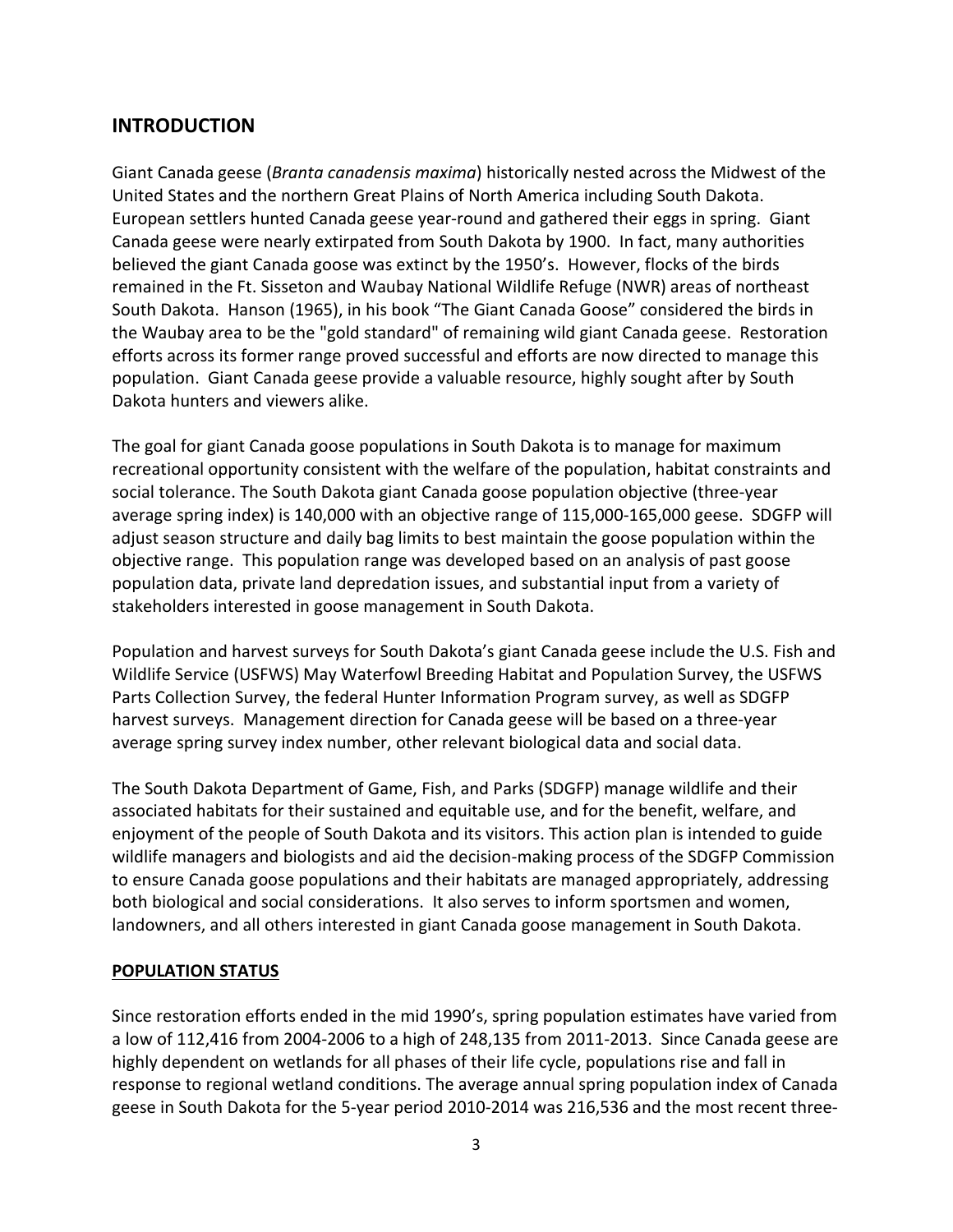## INTRODUCTION

Giant Canada geese (*Branta canadensis maxima*) historically nested across the Midwest of the United States and the northern Great Plains of North America including South Dakota. European settlers hunted Canada geese year-round and gathered their eggs in spring. Giant Canada geese were nearly extirpated from South Dakota by 1900. In fact, many authorities believed the giant Canada goose was extinct by the 1950's. However, flocks of the birds remained in the Ft. Sisseton and Waubay National Wildlife Refuge (NWR) areas of northeast South Dakota. Hanson (1965), in his book "The Giant Canada Goose" considered the birds in the Waubay area to be the "gold standard" of remaining wild giant Canada geese. Restoration efforts across its former range proved successful and efforts are now directed to manage this population. Giant Canada geese provide a valuable resource, highly sought after by South Dakota hunters and viewers alike.

The goal for giant Canada goose populations in South Dakota is to manage for maximum recreational opportunity consistent with the welfare of the population, habitat constraints and social tolerance. The South Dakota giant Canada goose population objective (three-year average spring index) is 140,000 with an objective range of 115,000-165,000 geese. SDGFP will adjust season structure and daily bag limits to best maintain the goose population within the objective range. This population range was developed based on an analysis of past goose population data, private land depredation issues, and substantial input from a variety of stakeholders interested in goose management in South Dakota.

Population and harvest surveys for South Dakota's giant Canada geese include the U.S. Fish and Wildlife Service (USFWS) May Waterfowl Breeding Habitat and Population Survey, the USFWS Parts Collection Survey, the federal Hunter Information Program survey, as well as SDGFP harvest surveys. Management direction for Canada geese will be based on a three-year average spring survey index number, other relevant biological data and social data.

The South Dakota Department of Game, Fish, and Parks (SDGFP) manage wildlife and their associated habitats for their sustained and equitable use, and for the benefit, welfare, and enjoyment of the people of South Dakota and its visitors. This action plan is intended to guide wildlife managers and biologists and aid the decision-making process of the SDGFP Commission to ensure Canada goose populations and their habitats are managed appropriately, addressing both biological and social considerations. It also serves to inform sportsmen and women, landowners, and all others interested in giant Canada goose management in South Dakota.

### POPULATION STATUS

Since restoration efforts ended in the mid 1990's, spring population estimates have varied from a low of 112,416 from 2004-2006 to a high of 248,135 from 2011-2013. Since Canada geese are highly dependent on wetlands for all phases of their life cycle, populations rise and fall in response to regional wetland conditions. The average annual spring population index of Canada geese in South Dakota for the 5-year period 2010-2014 was 216,536 and the most recent three-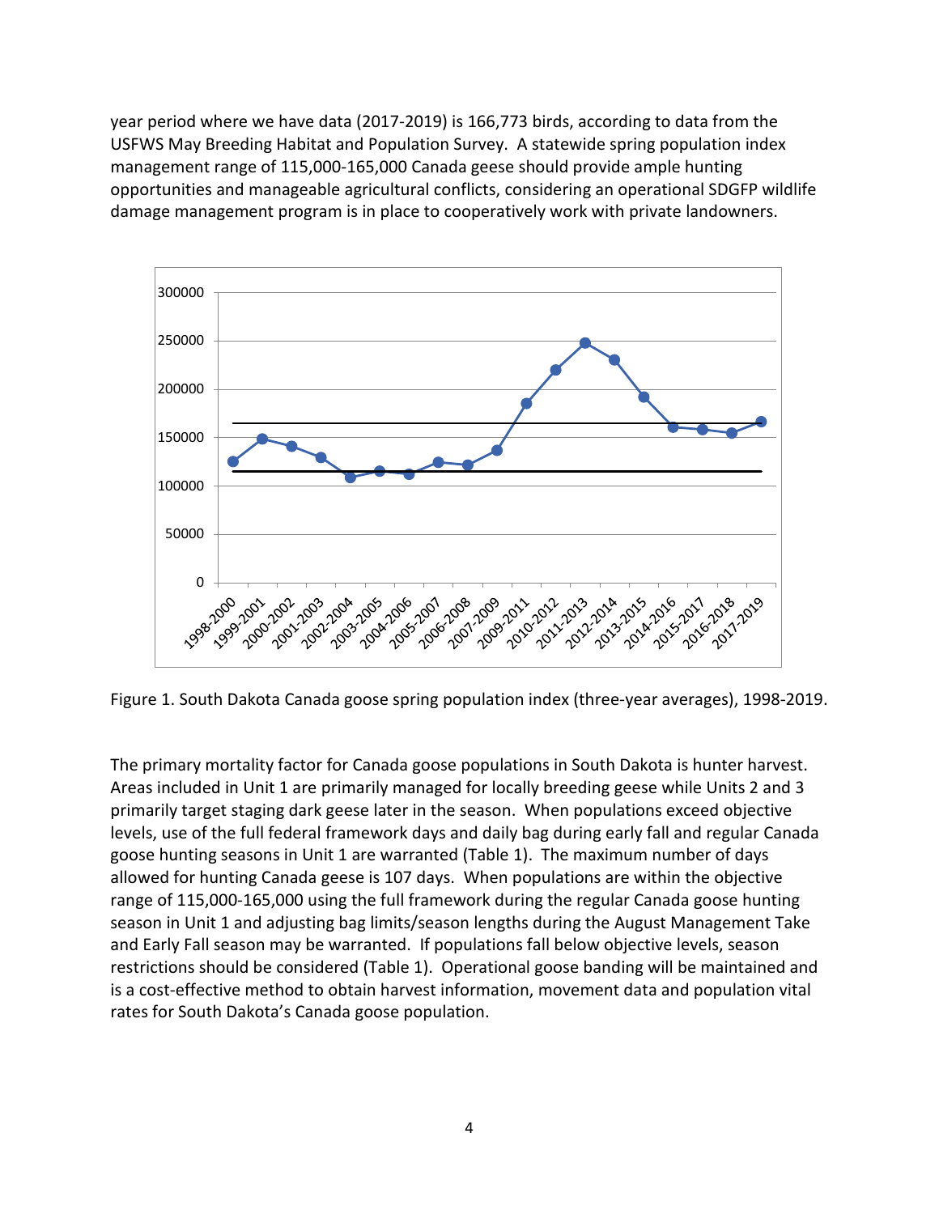year period where we have data (2017-2019) is 166,773 birds, according to data from the USFWS May Breeding Habitat and Population Survey. A statewide spring population index management range of 115,000-165,000 Canada geese should provide ample hunting opportunities and manageable agricultural conflicts, considering an operational SDGFP wildlife damage management program is in place to cooperatively work with private landowners.

Figure 1. South Dakota Canada goose spring population index (three-year averages), 1998-2019.

The primary mortality factor for Canada goose populations in South Dakota is hunter harvest. Areas included in Unit 1 are primarily managed for locally breeding geese while Units 2 and 3 primarily target staging dark geese later in the season. When populations exceed objective levels, use of the full federal framework days and daily bag during early fall and regular Canada goose hunting seasons in Unit 1 are warranted (Table 1). The maximum number of days allowed for hunting Canada geese is 107 days. When populations are within the objective range of 115,000-165,000 using the full framework during the regular Canada goose hunting season in Unit 1 and adjusting bag limits/season lengths during the August Management Take and Early Fall season may be warranted. If populations fall below objective levels, season restrictions should be considered (Table 1). Operational goose banding will be maintained and is a cost-effective method to obtain harvest information, movement data and population vital rates for South Dakota's Canada goose population.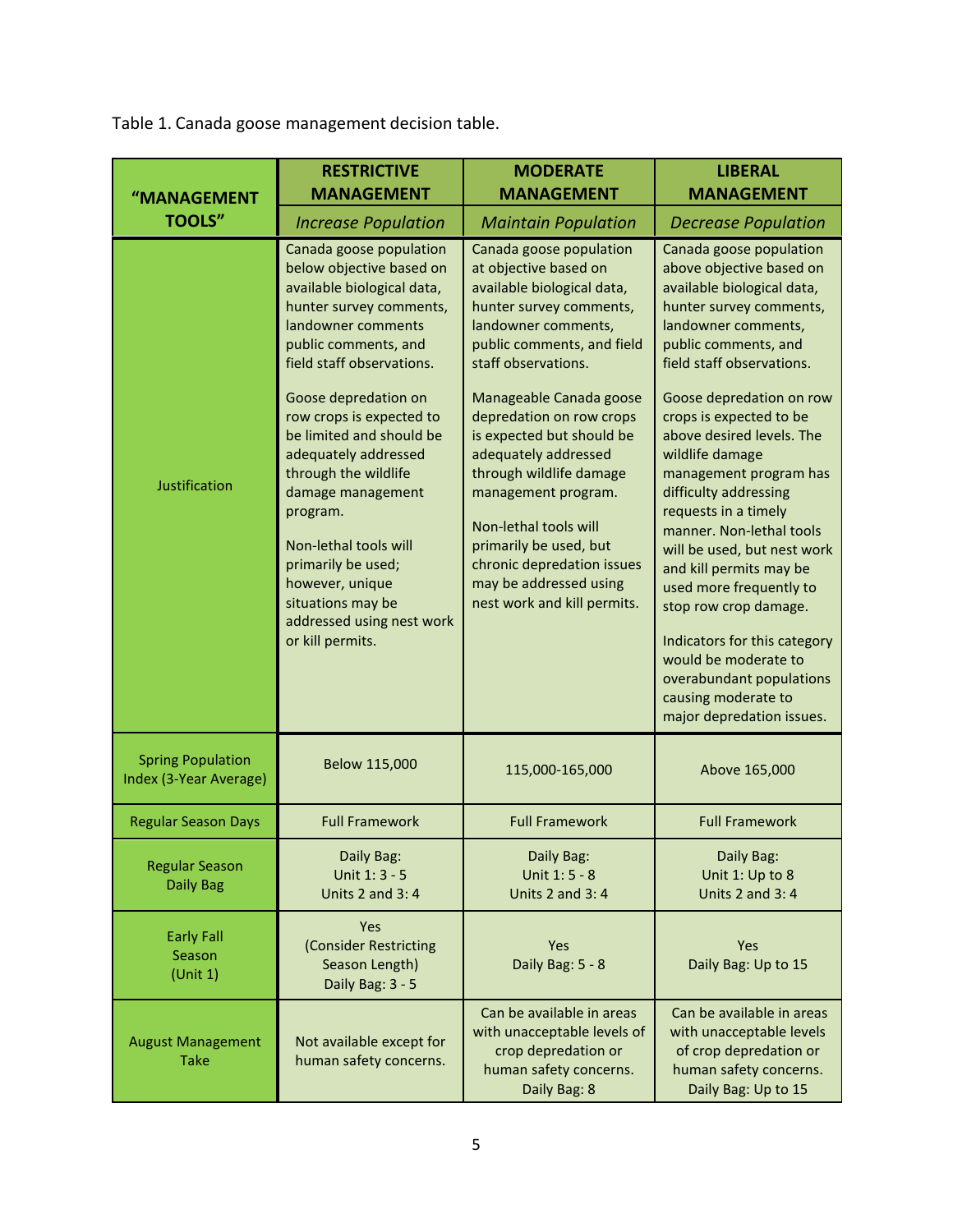Table 1. Canada goose management decision table.

| "MANAGEMENT TOOLS" | RESTRICTIVE MANAGEMENT *Increase Population* | MODERATE MANAGEMENT *Maintain Population* | LIBERAL MANAGEMENT *Decrease Population* |
|---|---|---|---|
| Justification | Canada goose population below objective based on available biological data, hunter survey comments, landowner comments public comments, and field staff observations.<br><br>Goose depredation on row crops is expected to be limited and should be adequately addressed through the wildlife damage management program.<br><br>Non-lethal tools will primarily be used; however, unique situations may be addressed using nest work or kill permits. | Canada goose population at objective based on available biological data, hunter survey comments, landowner comments, public comments, and field staff observations.<br><br>Manageable Canada goose depredation on row crops is expected but should be adequately addressed through wildlife damage management program.<br><br>Non-lethal tools will primarily be used, but chronic depredation issues may be addressed using nest work and kill permits. | Canada goose population above objective based on available biological data, hunter survey comments, landowner comments, public comments, and field staff observations.<br><br>Goose depredation on row crops is expected to be above desired levels. The wildlife damage management program has difficulty addressing requests in a timely manner. Non-lethal tools will be used, but nest work and kill permits may be used more frequently to stop row crop damage.<br><br>Indicators for this category would be moderate to overabundant populations causing moderate to major depredation issues. |
| Spring Population Index (3-Year Average) | Below 115,000 | 115,000-165,000 | Above 165,000 |
| Regular Season Days | Full Framework | Full Framework | Full Framework |
| Regular Season Daily Bag | Daily Bag:<br>Unit 1: 3 - 5<br>Units 2 and 3: 4 | Daily Bag:<br>Unit 1: 5 - 8<br>Units 2 and 3: 4 | Daily Bag:<br>Unit 1: Up to 8<br>Units 2 and 3: 4 |
| Early Fall Season (Unit 1) | Yes<br>(Consider Restricting Season Length)<br>Daily Bag: 3 - 5 | Yes<br>Daily Bag: 5 - 8 | Yes<br>Daily Bag: Up to 15 |
| August Management Take | Not available except for human safety concerns. | Can be available in areas with unacceptable levels of crop depredation or human safety concerns.<br>Daily Bag: 8 | Can be available in areas with unacceptable levels of crop depredation or human safety concerns.<br>Daily Bag: Up to 15 |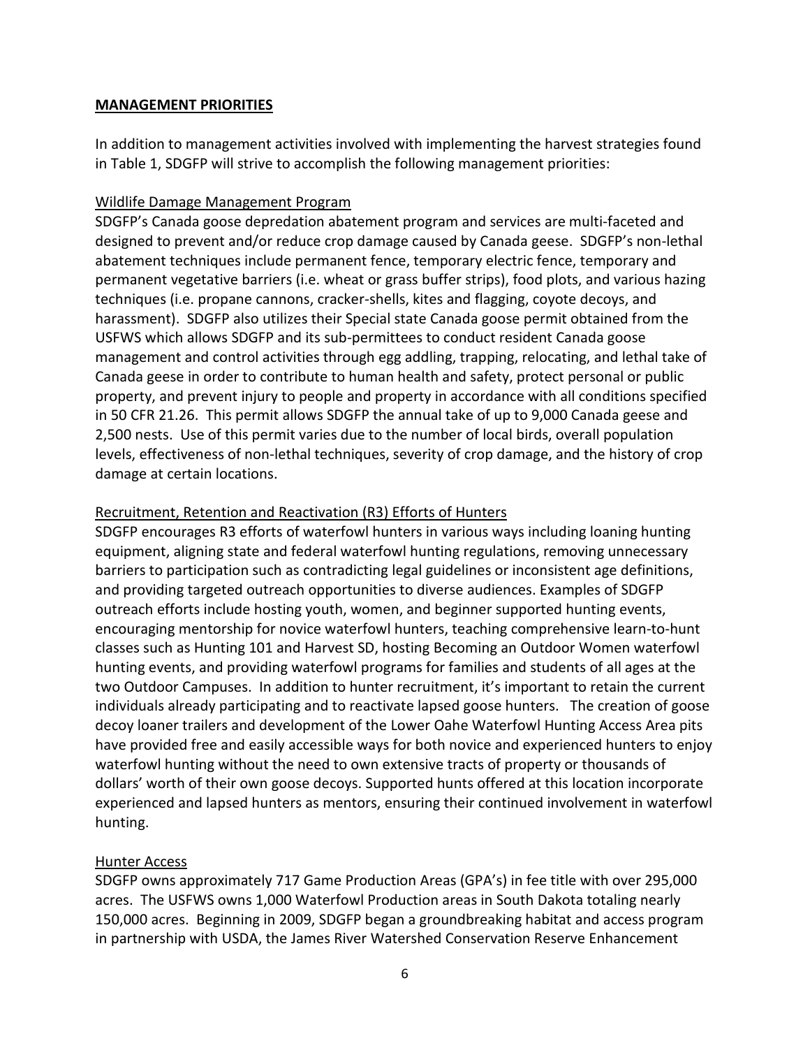**MANAGEMENT PRIORITIES**

In addition to management activities involved with implementing the harvest strategies found in Table 1, SDGFP will strive to accomplish the following management priorities:

Wildlife Damage Management Program

SDGFP's Canada goose depredation abatement program and services are multi-faceted and designed to prevent and/or reduce crop damage caused by Canada geese. SDGFP's non-lethal abatement techniques include permanent fence, temporary electric fence, temporary and permanent vegetative barriers (i.e. wheat or grass buffer strips), food plots, and various hazing techniques (i.e. propane cannons, cracker-shells, kites and flagging, coyote decoys, and harassment). SDGFP also utilizes their Special state Canada goose permit obtained from the USFWS which allows SDGFP and its sub-permittees to conduct resident Canada goose management and control activities through egg addling, trapping, relocating, and lethal take of Canada geese in order to contribute to human health and safety, protect personal or public property, and prevent injury to people and property in accordance with all conditions specified in 50 CFR 21.26. This permit allows SDGFP the annual take of up to 9,000 Canada geese and 2,500 nests. Use of this permit varies due to the number of local birds, overall population levels, effectiveness of non-lethal techniques, severity of crop damage, and the history of crop damage at certain locations.

Recruitment, Retention and Reactivation (R3) Efforts of Hunters

SDGFP encourages R3 efforts of waterfowl hunters in various ways including loaning hunting equipment, aligning state and federal waterfowl hunting regulations, removing unnecessary barriers to participation such as contradicting legal guidelines or inconsistent age definitions, and providing targeted outreach opportunities to diverse audiences. Examples of SDGFP outreach efforts include hosting youth, women, and beginner supported hunting events, encouraging mentorship for novice waterfowl hunters, teaching comprehensive learn-to-hunt classes such as Hunting 101 and Harvest SD, hosting Becoming an Outdoor Women waterfowl hunting events, and providing waterfowl programs for families and students of all ages at the two Outdoor Campuses. In addition to hunter recruitment, it's important to retain the current individuals already participating and to reactivate lapsed goose hunters. The creation of goose decoy loaner trailers and development of the Lower Oahe Waterfowl Hunting Access Area pits have provided free and easily accessible ways for both novice and experienced hunters to enjoy waterfowl hunting without the need to own extensive tracts of property or thousands of dollars' worth of their own goose decoys. Supported hunts offered at this location incorporate experienced and lapsed hunters as mentors, ensuring their continued involvement in waterfowl hunting.

Hunter Access

SDGFP owns approximately 717 Game Production Areas (GPA's) in fee title with over 295,000 acres. The USFWS owns 1,000 Waterfowl Production areas in South Dakota totaling nearly 150,000 acres. Beginning in 2009, SDGFP began a groundbreaking habitat and access program in partnership with USDA, the James River Watershed Conservation Reserve Enhancement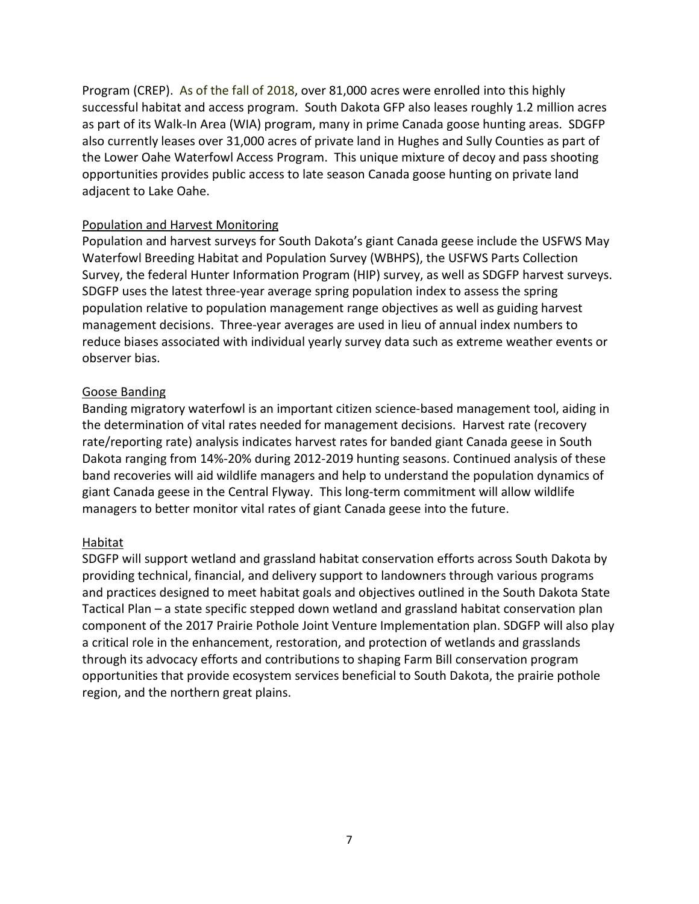Program (CREP). As of the fall of 2018, over 81,000 acres were enrolled into this highly successful habitat and access program. South Dakota GFP also leases roughly 1.2 million acres as part of its Walk-In Area (WIA) program, many in prime Canada goose hunting areas. SDGFP also currently leases over 31,000 acres of private land in Hughes and Sully Counties as part of the Lower Oahe Waterfowl Access Program. This unique mixture of decoy and pass shooting opportunities provides public access to late season Canada goose hunting on private land adjacent to Lake Oahe.

## Population and Harvest Monitoring

Population and harvest surveys for South Dakota's giant Canada geese include the USFWS May Waterfowl Breeding Habitat and Population Survey (WBHPS), the USFWS Parts Collection Survey, the federal Hunter Information Program (HIP) survey, as well as SDGFP harvest surveys. SDGFP uses the latest three-year average spring population index to assess the spring population relative to population management range objectives as well as guiding harvest management decisions. Three-year averages are used in lieu of annual index numbers to reduce biases associated with individual yearly survey data such as extreme weather events or observer bias.

## Goose Banding

Banding migratory waterfowl is an important citizen science-based management tool, aiding in the determination of vital rates needed for management decisions. Harvest rate (recovery rate/reporting rate) analysis indicates harvest rates for banded giant Canada geese in South Dakota ranging from 14%-20% during 2012-2019 hunting seasons. Continued analysis of these band recoveries will aid wildlife managers and help to understand the population dynamics of giant Canada geese in the Central Flyway. This long-term commitment will allow wildlife managers to better monitor vital rates of giant Canada geese into the future.

## Habitat

SDGFP will support wetland and grassland habitat conservation efforts across South Dakota by providing technical, financial, and delivery support to landowners through various programs and practices designed to meet habitat goals and objectives outlined in the South Dakota State Tactical Plan – a state specific stepped down wetland and grassland habitat conservation plan component of the 2017 Prairie Pothole Joint Venture Implementation plan. SDGFP will also play a critical role in the enhancement, restoration, and protection of wetlands and grasslands through its advocacy efforts and contributions to shaping Farm Bill conservation program opportunities that provide ecosystem services beneficial to South Dakota, the prairie pothole region, and the northern great plains.